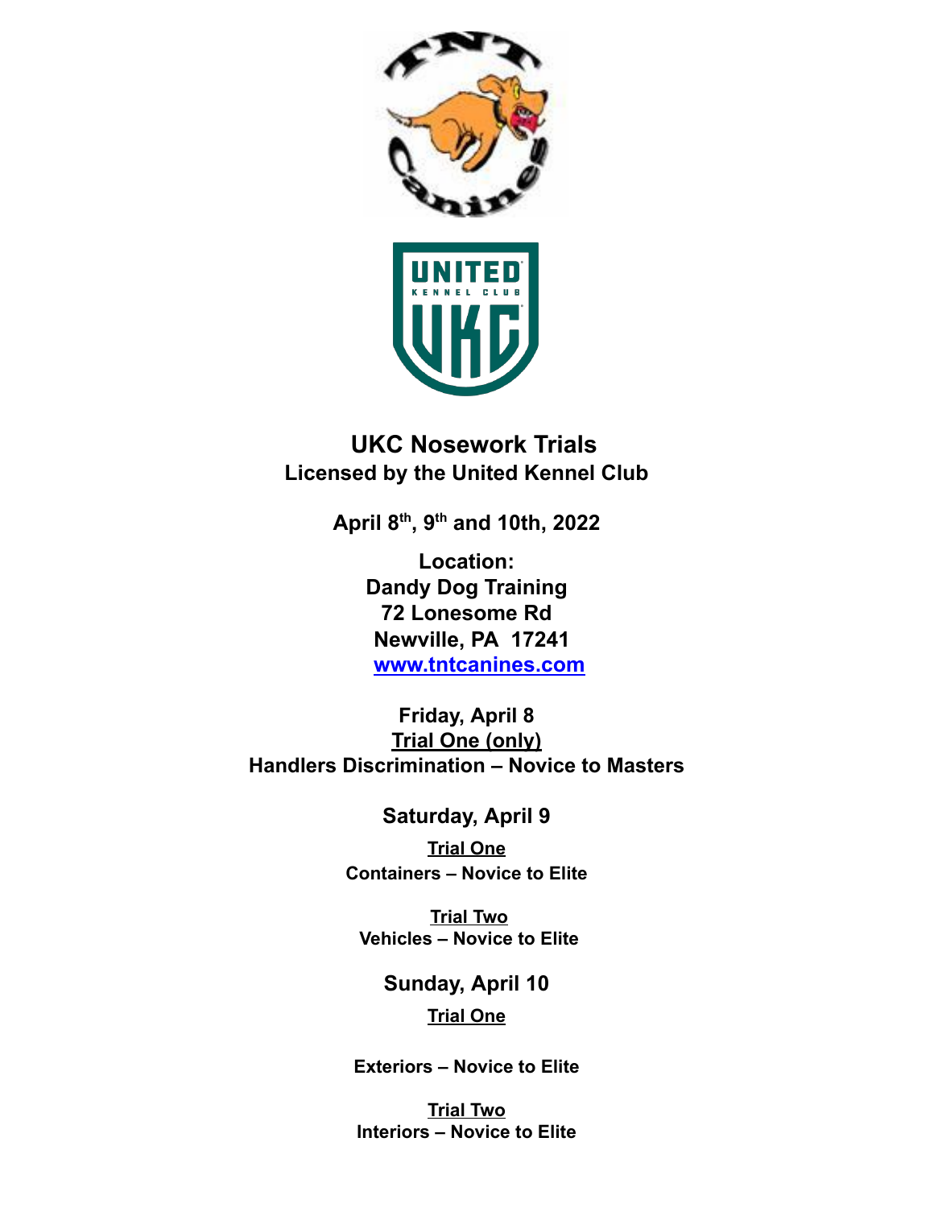# UKC Nosework Trials

## Licensed by the United Kennel Club

**April 8th, 9th and 10th, 2022**

**Location:**
**Dandy Dog Training**
**72 Lonesome Rd**
**Newville, PA 17241**
**[www.tntcanines.com](http://www.tntcanines.com)**

**Friday, April 8**
**Trial One (only)**
**Handlers Discrimination – Novice to Masters**

**Saturday, April 9**

**Trial One**
**Containers – Novice to Elite**

**Trial Two**
**Vehicles – Novice to Elite**

**Sunday, April 10**

**Trial One**

**Exteriors – Novice to Elite**

**Trial Two**
**Interiors – Novice to Elite**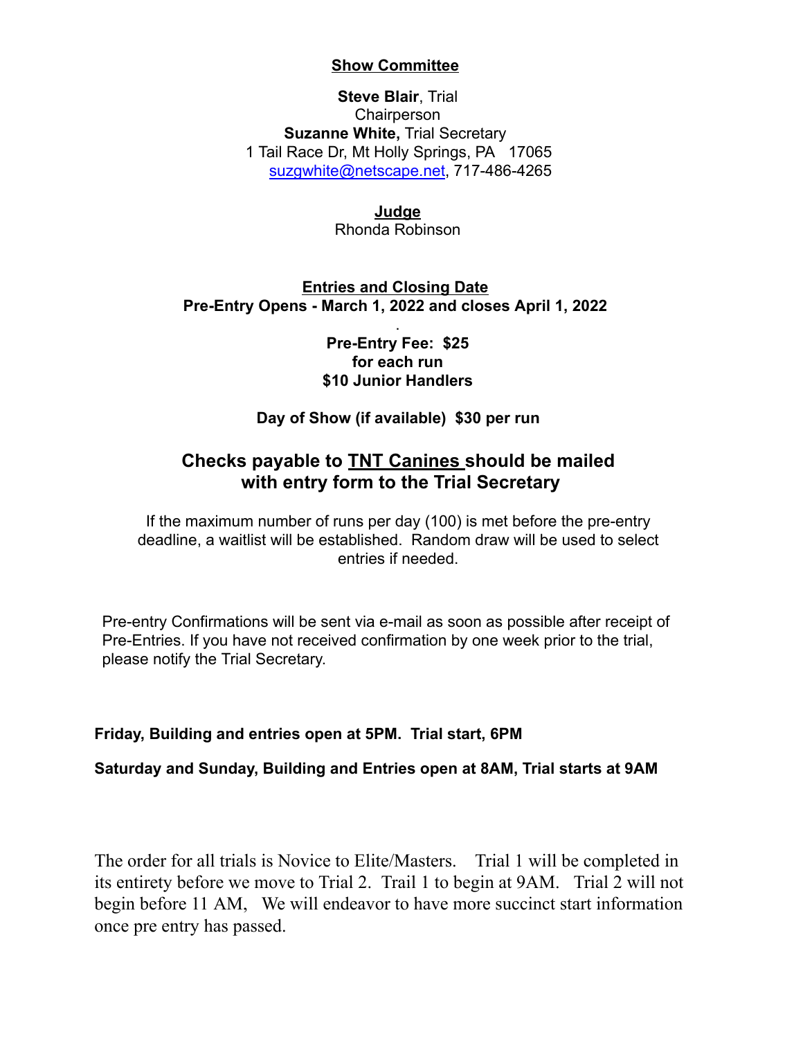## Show Committee

**Steve Blair**, Trial Chairperson
**Suzanne White,** Trial Secretary
1 Tail Race Dr, Mt Holly Springs, PA 17065
suzgwhite@netscape.net, 717-486-4265

## Judge

Rhonda Robinson

## Entries and Closing Date

**Pre-Entry Opens - March 1, 2022 and closes April 1, 2022**

**Pre-Entry Fee: $25**
**for each run**
**$10 Junior Handlers**

**Day of Show (if available) $30 per run**

## Checks payable to TNT Canines should be mailed with entry form to the Trial Secretary

If the maximum number of runs per day (100) is met before the pre-entry deadline, a waitlist will be established. Random draw will be used to select entries if needed.

Pre-entry Confirmations will be sent via e-mail as soon as possible after receipt of Pre-Entries. If you have not received confirmation by one week prior to the trial, please notify the Trial Secretary.

**Friday, Building and entries open at 5PM. Trial start, 6PM**

**Saturday and Sunday, Building and Entries open at 8AM, Trial starts at 9AM**

The order for all trials is Novice to Elite/Masters. Trial 1 will be completed in its entirety before we move to Trial 2. Trail 1 to begin at 9AM. Trial 2 will not begin before 11 AM, We will endeavor to have more succinct start information once pre entry has passed.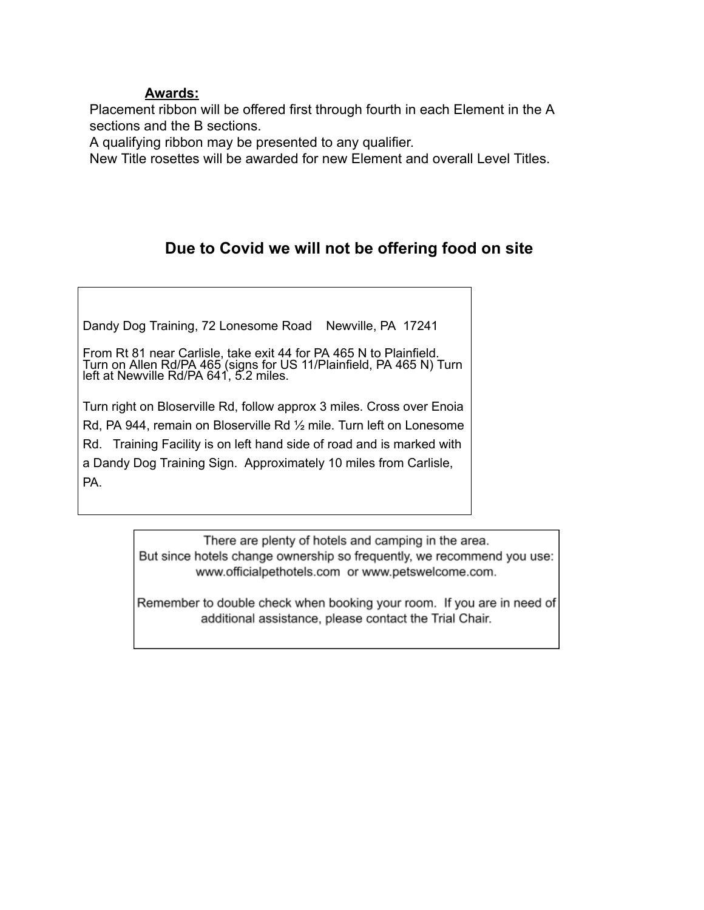**Awards:**

Placement ribbon will be offered first through fourth in each Element in the A sections and the B sections.
A qualifying ribbon may be presented to any qualifier.
New Title rosettes will be awarded for new Element and overall Level Titles.

## Due to Covid we will not be offering food on site

Dandy Dog Training, 72 Lonesome Road    Newville, PA  17241

From Rt 81 near Carlisle, take exit 44 for PA 465 N to Plainfield. Turn on Allen Rd/PA 465 (signs for US 11/Plainfield, PA 465 N) Turn left at Newville Rd/PA 641, 5.2 miles.

Turn right on Bloserville Rd, follow approx 3 miles. Cross over Enoia Rd, PA 944, remain on Bloserville Rd ½ mile. Turn left on Lonesome Rd.   Training Facility is on left hand side of road and is marked with a Dandy Dog Training Sign.  Approximately 10 miles from Carlisle, PA.

There are plenty of hotels and camping in the area.
But since hotels change ownership so frequently, we recommend you use: www.officialpethotels.com  or www.petswelcome.com.

Remember to double check when booking your room.  If you are in need of additional assistance, please contact the Trial Chair.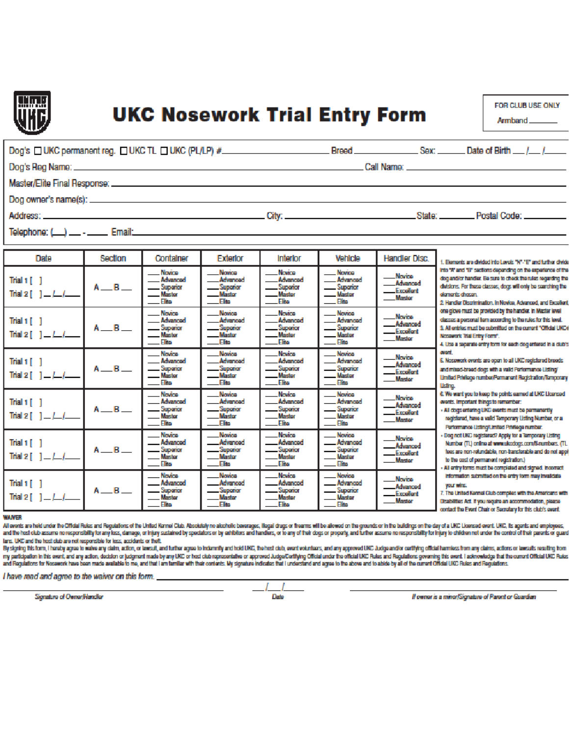# UKC Nosework Trial Entry Form

FOR CLUB USE ONLY

Armband ________

Dog's ☐ UKC permanent reg. ☐ UKC TL ☐ UKC (PL/LP) #________________ Breed ____________ Sex: ______ Date of Birth ___/___/_____

Dog's Reg Name: ____________________________________________ Call Name: ________________

Master/Elite Final Response: ____________________________________________

Dog owner's name(s): ____________________________________________

Address: ______________________________ City: ____________________ State: ________ Postal Code: ____________

Telephone: (___) ___ - _____ Email: ______________________________

| Date | Section | Container | Exterior | Interior | Vehicle | Handler Disc. |
|---|---|---|---|---|---|---|
| Trial 1 [ ] Trial 2 [ ] ___/___/___ | A ___ B ___ | ___ Novice ___ Advanced ___ Superior ___ Master ___ Elite | ___ Novice ___ Advanced ___ Superior ___ Master ___ Elite | ___ Novice ___ Advanced ___ Superior ___ Master ___ Elite | ___ Novice ___ Advanced ___ Superior ___ Master ___ Elite | ___ Novice ___ Advanced ___ Excellent ___ Master |
| Trial 1 [ ] Trial 2 [ ] ___/___/___ | A ___ B ___ | ___ Novice ___ Advanced ___ Superior ___ Master ___ Elite | ___ Novice ___ Advanced ___ Superior ___ Master ___ Elite | ___ Novice ___ Advanced ___ Superior ___ Master ___ Elite | ___ Novice ___ Advanced ___ Superior ___ Master ___ Elite | ___ Novice ___ Advanced ___ Excellent ___ Master |
| Trial 1 [ ] Trial 2 [ ] ___/___/___ | A ___ B ___ | ___ Novice ___ Advanced ___ Superior ___ Master ___ Elite | ___ Novice ___ Advanced ___ Superior ___ Master ___ Elite | ___ Novice ___ Advanced ___ Superior ___ Master ___ Elite | ___ Novice ___ Advanced ___ Superior ___ Master ___ Elite | ___ Novice ___ Advanced ___ Excellent ___ Master |
| Trial 1 [ ] Trial 2 [ ] ___/___/___ | A ___ B ___ | ___ Novice ___ Advanced ___ Superior ___ Master ___ Elite | ___ Novice ___ Advanced ___ Superior ___ Master ___ Elite | ___ Novice ___ Advanced ___ Superior ___ Master ___ Elite | ___ Novice ___ Advanced ___ Superior ___ Master ___ Elite | ___ Novice ___ Advanced ___ Excellent ___ Master |
| Trial 1 [ ] Trial 2 [ ] ___/___/___ | A ___ B ___ | ___ Novice ___ Advanced ___ Superior ___ Master ___ Elite | ___ Novice ___ Advanced ___ Superior ___ Master ___ Elite | ___ Novice ___ Advanced ___ Superior ___ Master ___ Elite | ___ Novice ___ Advanced ___ Superior ___ Master ___ Elite | ___ Novice ___ Advanced ___ Excellent ___ Master |
| Trial 1 [ ] Trial 2 [ ] ___/___/___ | A ___ B ___ | ___ Novice ___ Advanced ___ Superior ___ Master ___ Elite | ___ Novice ___ Advanced ___ Superior ___ Master ___ Elite | ___ Novice ___ Advanced ___ Superior ___ Master ___ Elite | ___ Novice ___ Advanced ___ Superior ___ Master ___ Elite | ___ Novice ___ Advanced ___ Excellent ___ Master |

1. Elements are divided into Levels "N"-"E" and further divided into "A" and "B" sections depending on the experience of the dog and/or handler. Be sure to check the rules regarding the divisions. For these classes, dogs will only be searching the elements chosen.
2. Handler Discrimination. In Novice, Advanced, and Excellent, one glove must be provided by the handler. In Master level classes a personal item according to the rules for this level.
3. All entries must be submitted on the current "Official UKC Nosework Trial Entry Form".
4. Use a separate entry form for each dog entered in a club's event.
5. Nosework events are open to all UKC registered breeds and mixed-breed dogs with a valid Performance Listing/Limited Privilege number/Permanent Registration/Temporary Listing.
6. We want you to keep the points earned at UKC Licensed events. Important things to remember:
   - All dogs entering UKC events must be permanently registered, have a valid Temporary Listing Number, or a Performance Listing/Limited Privilege number.
   - Dog not UKC registered? Apply for a Temporary Listing Number (TL) online at www.ukcdogs.com/tl-numbers. (TL fees are non-refundable, non-transferable and do not apply to the cost of permanent registration.)
   - All entry forms must be completed and signed. Incorrect information submitted on the entry form may invalidate your wins.
7. The United Kennel Club complies with the Americans with Disabilities Act. If you require an accommodation, please contact the Event Chair or Secretary for this club's event.

**WAIVER**

All events are held under the Official Rules and Regulations of the United Kennel Club. Absolutely no alcoholic beverages, illegal drugs or firearms will be allowed on the grounds or in the buildings on the day of a UKC Licensed event. UKC, its agents and employees, and the host club assume no responsibility for any loss, damage, or injury sustained by spectators or by exhibitors and handlers, or to any of their dogs or property, and further assume no responsibility for injury to children not under the control of their parents or guardians. UKC and the host club are not responsible for loss, accidents or theft.

By signing this form, I hereby agree to waive any claim, action, or lawsuit, and further agree to indemnify and hold UKC, the host club, event volunteers, and any approved UKC Judge and/or certifying official harmless from any claims, actions or lawsuits resulting from my participation in this event, and any action, decision or judgment made by any UKC or host club representative or approved Judge/Certifying Official under the official UKC Rules and Regulations governing this event. I acknowledge that the current Official UKC Rules and Regulations for Nosework have been made available to me, and that I am familiar with their contents. My signature indicates that I understand and agree to the above and to abide by all of the current Official UKC Rules and Regulations.

*I have read and agree to the waiver on this form.* ____________________________________________

________________________________ ___/___/___ ________________________________

*Signature of Owner/Handler* *Date* *If owner is a minor/Signature of Parent or Guardian*